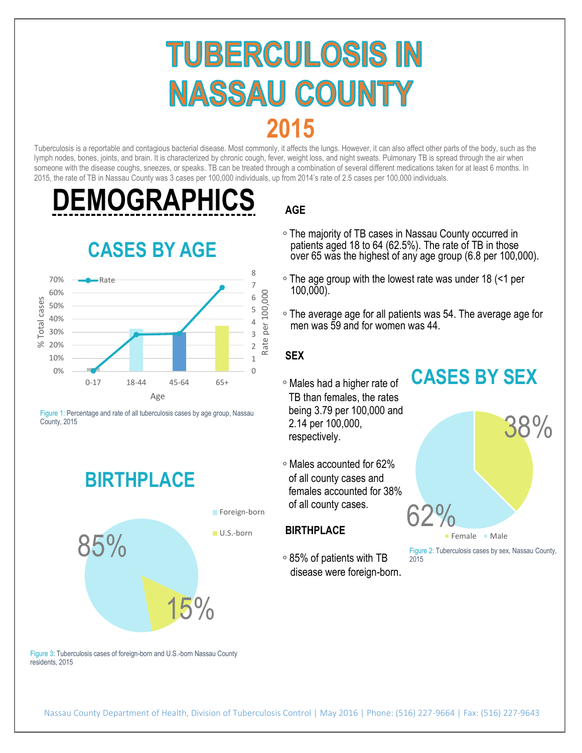# TUBERCULOSIS IN NASSAU COUNTY

# 2015

Tuberculosis is a reportable and contagious bacterial disease. Most commonly, it affects the lungs. However, it can also affect other parts of the body, such as the lymph nodes, bones, joints, and brain. It is characterized by chronic cough, fever, weight loss, and night sweats. Pulmonary TB is spread through the air when someone with the disease coughs, sneezes, or speaks. TB can be treated through a combination of several different medications taken for at least 6 months. In 2015, the rate of TB in Nassau County was 3 cases per 100,000 individuals, up from 2014's rate of 2.5 cases per 100,000 individuals.

# DEMOGRAPHICS

## CASES BY AGE

Rate

% Total cases: 0%, 10%, 20%, 30%, 40%, 50%, 60%, 70%

Rate per 100,000: 0, 1, 2, 3, 4, 5, 6, 7, 8

Age: 0-17, 18-44, 45-64, 65+

Figure 1: Percentage and rate of all tuberculosis cases by age group, Nassau County, 2015

### AGE

- The majority of TB cases in Nassau County occurred in patients aged 18 to 64 (62.5%). The rate of TB in those over 65 was the highest of any age group (6.8 per 100,000).
- The age group with the lowest rate was under 18 (<1 per 100,000).
- The average age for all patients was 54. The average age for men was 59 and for women was 44.

### SEX

- Males had a higher rate of TB than females, the rates being 3.79 per 100,000 and 2.14 per 100,000, respectively.
- Males accounted for 62% of all county cases and females accounted for 38% of all county cases.

## CASES BY SEX

38%

62%

Female Male

Figure 2: Tuberculosis cases by sex, Nassau County, 2015

### BIRTHPLACE

- 85% of patients with TB disease were foreign-born.

## BIRTHPLACE

Foreign-born

U.S.-born

85%

15%

Figure 3: Tuberculosis cases of foreign-born and U.S.-born Nassau County residents, 2015

Nassau County Department of Health, Division of Tuberculosis Control | May 2016 | Phone: (516) 227-9664 | Fax: (516) 227-9643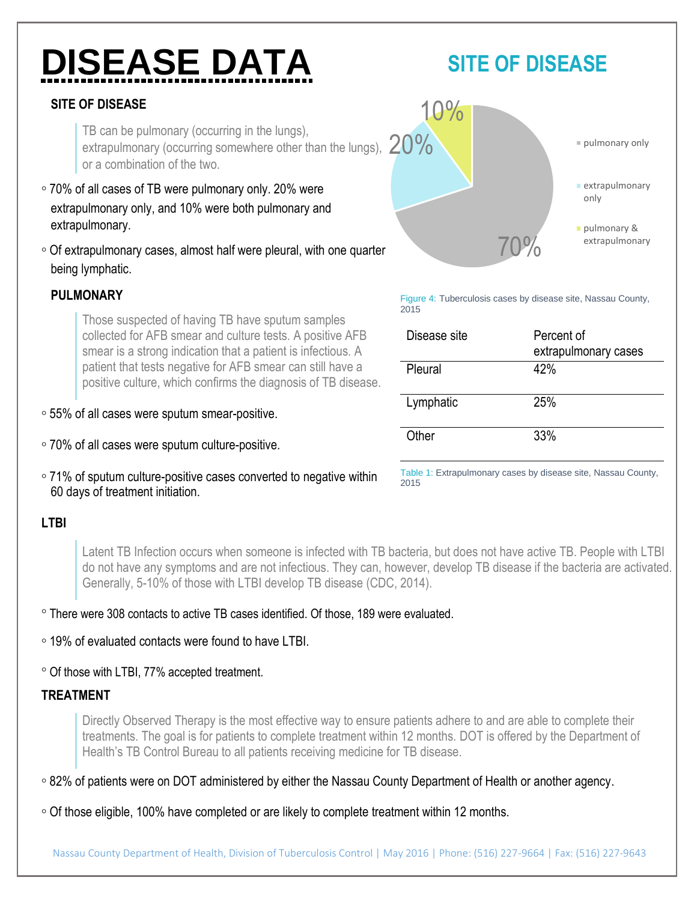# DISEASE DATA

## SITE OF DISEASE

### SITE OF DISEASE

> TB can be pulmonary (occurring in the lungs), extrapulmonary (occurring somewhere other than the lungs), or a combination of the two.

- 70% of all cases of TB were pulmonary only. 20% were extrapulmonary only, and 10% were both pulmonary and extrapulmonary.
- Of extrapulmonary cases, almost half were pleural, with one quarter being lymphatic.

10%
20%
70%
pulmonary only
extrapulmonary only
pulmonary & extrapulmonary

Figure 4: Tuberculosis cases by disease site, Nassau County, 2015

| Disease site | Percent of extrapulmonary cases |
|---|---|
| Pleural | 42% |
| Lymphatic | 25% |
| Other | 33% |

Table 1: Extrapulmonary cases by disease site, Nassau County, 2015

### PULMONARY

> Those suspected of having TB have sputum samples collected for AFB smear and culture tests. A positive AFB smear is a strong indication that a patient is infectious. A patient that tests negative for AFB smear can still have a positive culture, which confirms the diagnosis of TB disease.

- 55% of all cases were sputum smear-positive.
- 70% of all cases were sputum culture-positive.
- 71% of sputum culture-positive cases converted to negative within 60 days of treatment initiation.

### LTBI

> Latent TB Infection occurs when someone is infected with TB bacteria, but does not have active TB. People with LTBI do not have any symptoms and are not infectious. They can, however, develop TB disease if the bacteria are activated. Generally, 5-10% of those with LTBI develop TB disease (CDC, 2014).

- There were 308 contacts to active TB cases identified. Of those, 189 were evaluated.
- 19% of evaluated contacts were found to have LTBI.
- Of those with LTBI, 77% accepted treatment.

### TREATMENT

> Directly Observed Therapy is the most effective way to ensure patients adhere to and are able to complete their treatments. The goal is for patients to complete treatment within 12 months. DOT is offered by the Department of Health's TB Control Bureau to all patients receiving medicine for TB disease.

- 82% of patients were on DOT administered by either the Nassau County Department of Health or another agency.
- Of those eligible, 100% have completed or are likely to complete treatment within 12 months.

Nassau County Department of Health, Division of Tuberculosis Control | May 2016 | Phone: (516) 227-9664 | Fax: (516) 227-9643